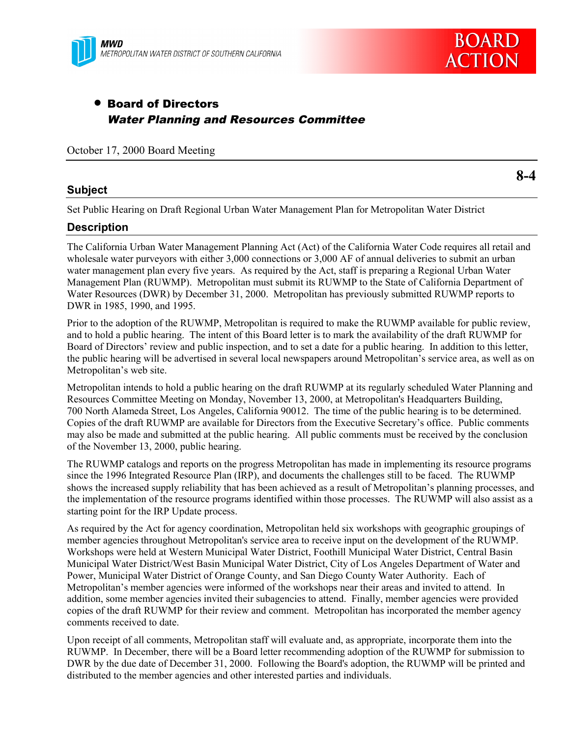MWD
METROPOLITAN WATER DISTRICT OF SOUTHERN CALIFORNIA

# BOARD ACTION

- **Board of Directors**
  ***Water Planning and Resources Committee***

October 17, 2000 Board Meeting

**8-4**

## Subject

Set Public Hearing on Draft Regional Urban Water Management Plan for Metropolitan Water District

## Description

The California Urban Water Management Planning Act (Act) of the California Water Code requires all retail and wholesale water purveyors with either 3,000 connections or 3,000 AF of annual deliveries to submit an urban water management plan every five years. As required by the Act, staff is preparing a Regional Urban Water Management Plan (RUWMP). Metropolitan must submit its RUWMP to the State of California Department of Water Resources (DWR) by December 31, 2000. Metropolitan has previously submitted RUWMP reports to DWR in 1985, 1990, and 1995.

Prior to the adoption of the RUWMP, Metropolitan is required to make the RUWMP available for public review, and to hold a public hearing. The intent of this Board letter is to mark the availability of the draft RUWMP for Board of Directors' review and public inspection, and to set a date for a public hearing. In addition to this letter, the public hearing will be advertised in several local newspapers around Metropolitan's service area, as well as on Metropolitan's web site.

Metropolitan intends to hold a public hearing on the draft RUWMP at its regularly scheduled Water Planning and Resources Committee Meeting on Monday, November 13, 2000, at Metropolitan's Headquarters Building, 700 North Alameda Street, Los Angeles, California 90012. The time of the public hearing is to be determined. Copies of the draft RUWMP are available for Directors from the Executive Secretary's office. Public comments may also be made and submitted at the public hearing. All public comments must be received by the conclusion of the November 13, 2000, public hearing.

The RUWMP catalogs and reports on the progress Metropolitan has made in implementing its resource programs since the 1996 Integrated Resource Plan (IRP), and documents the challenges still to be faced. The RUWMP shows the increased supply reliability that has been achieved as a result of Metropolitan's planning processes, and the implementation of the resource programs identified within those processes. The RUWMP will also assist as a starting point for the IRP Update process.

As required by the Act for agency coordination, Metropolitan held six workshops with geographic groupings of member agencies throughout Metropolitan's service area to receive input on the development of the RUWMP. Workshops were held at Western Municipal Water District, Foothill Municipal Water District, Central Basin Municipal Water District/West Basin Municipal Water District, City of Los Angeles Department of Water and Power, Municipal Water District of Orange County, and San Diego County Water Authority. Each of Metropolitan's member agencies were informed of the workshops near their areas and invited to attend. In addition, some member agencies invited their subagencies to attend. Finally, member agencies were provided copies of the draft RUWMP for their review and comment. Metropolitan has incorporated the member agency comments received to date.

Upon receipt of all comments, Metropolitan staff will evaluate and, as appropriate, incorporate them into the RUWMP. In December, there will be a Board letter recommending adoption of the RUWMP for submission to DWR by the due date of December 31, 2000. Following the Board's adoption, the RUWMP will be printed and distributed to the member agencies and other interested parties and individuals.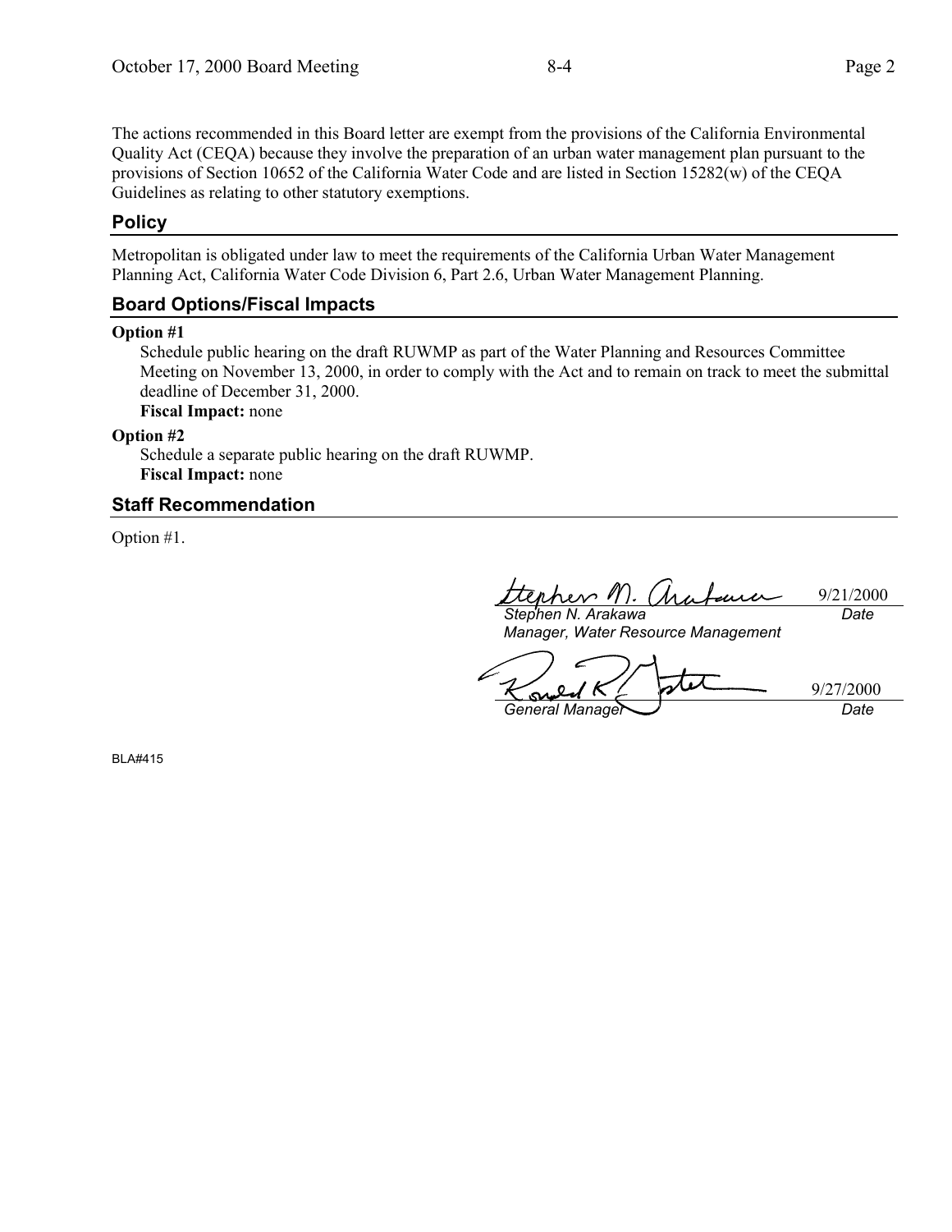The actions recommended in this Board letter are exempt from the provisions of the California Environmental Quality Act (CEQA) because they involve the preparation of an urban water management plan pursuant to the provisions of Section 10652 of the California Water Code and are listed in Section 15282(w) of the CEQA Guidelines as relating to other statutory exemptions.

## Policy

Metropolitan is obligated under law to meet the requirements of the California Urban Water Management Planning Act, California Water Code Division 6, Part 2.6, Urban Water Management Planning.

## Board Options/Fiscal Impacts

**Option #1**

Schedule public hearing on the draft RUWMP as part of the Water Planning and Resources Committee Meeting on November 13, 2000, in order to comply with the Act and to remain on track to meet the submittal deadline of December 31, 2000.

**Fiscal Impact:** none

**Option #2**

Schedule a separate public hearing on the draft RUWMP.

**Fiscal Impact:** none

## Staff Recommendation

Option #1.

9/21/2000

*Stephen N. Arakawa* — *Date*

*Manager, Water Resource Management*

9/27/2000

*General Manager* — *Date*

BLA#415